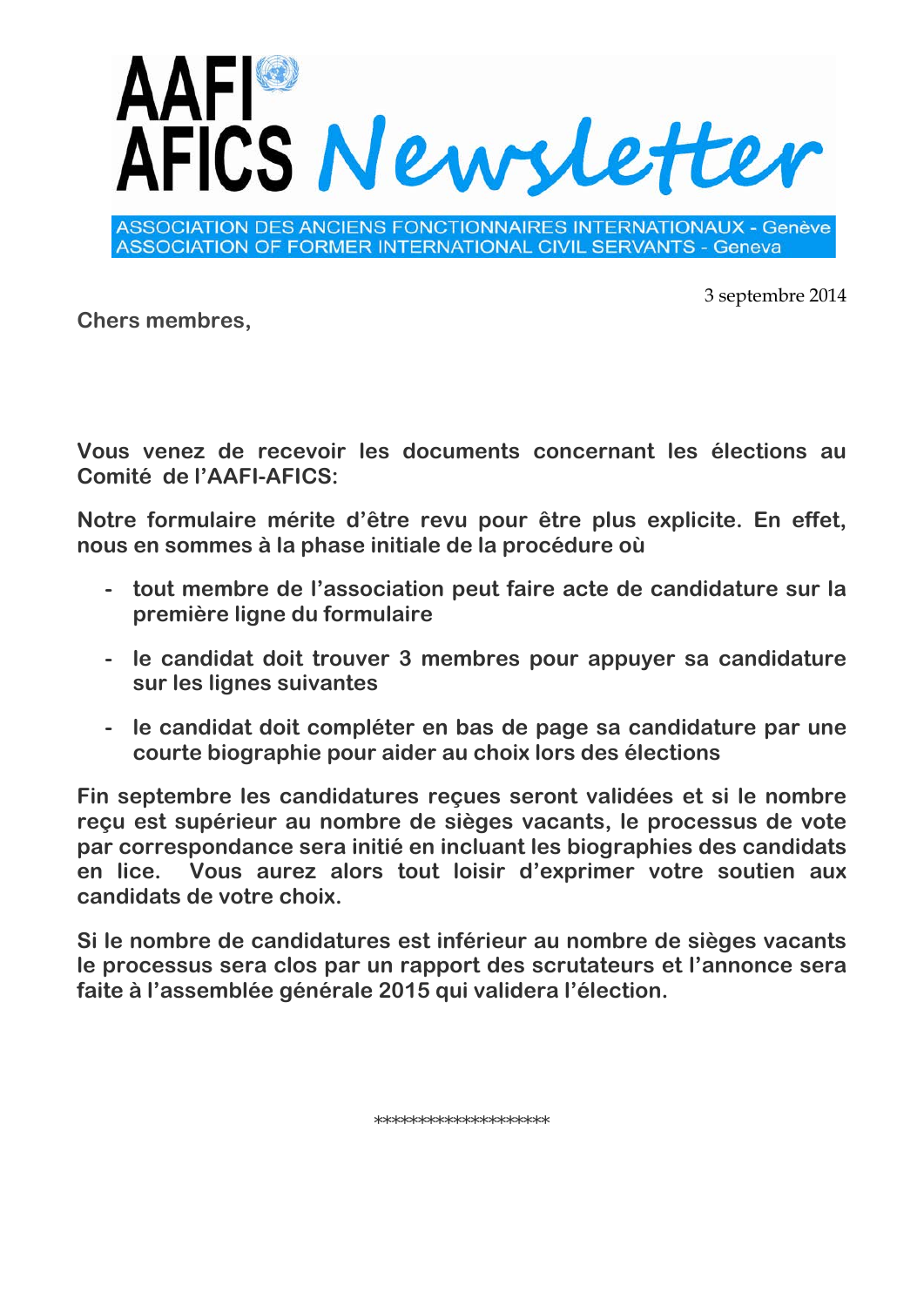# AAFI AFICS Newsletter

ASSOCIATION DES ANCIENS FONCTIONNAIRES INTERNATIONAUX - Genève
ASSOCIATION OF FORMER INTERNATIONAL CIVIL SERVANTS - Geneva

3 septembre 2014

**Chers membres,**

**Vous venez de recevoir les documents concernant les élections au Comité de l'AAFI-AFICS:**

**Notre formulaire mérite d'être revu pour être plus explicite. En effet, nous en sommes à la phase initiale de la procédure où**

- **tout membre de l'association peut faire acte de candidature sur la première ligne du formulaire**
- **le candidat doit trouver 3 membres pour appuyer sa candidature sur les lignes suivantes**
- **le candidat doit compléter en bas de page sa candidature par une courte biographie pour aider au choix lors des élections**

**Fin septembre les candidatures reçues seront validées et si le nombre reçu est supérieur au nombre de sièges vacants, le processus de vote par correspondance sera initié en incluant les biographies des candidats en lice. Vous aurez alors tout loisir d'exprimer votre soutien aux candidats de votre choix.**

**Si le nombre de candidatures est inférieur au nombre de sièges vacants le processus sera clos par un rapport des scrutateurs et l'annonce sera faite à l'assemblée générale 2015 qui validera l'élection.**

********************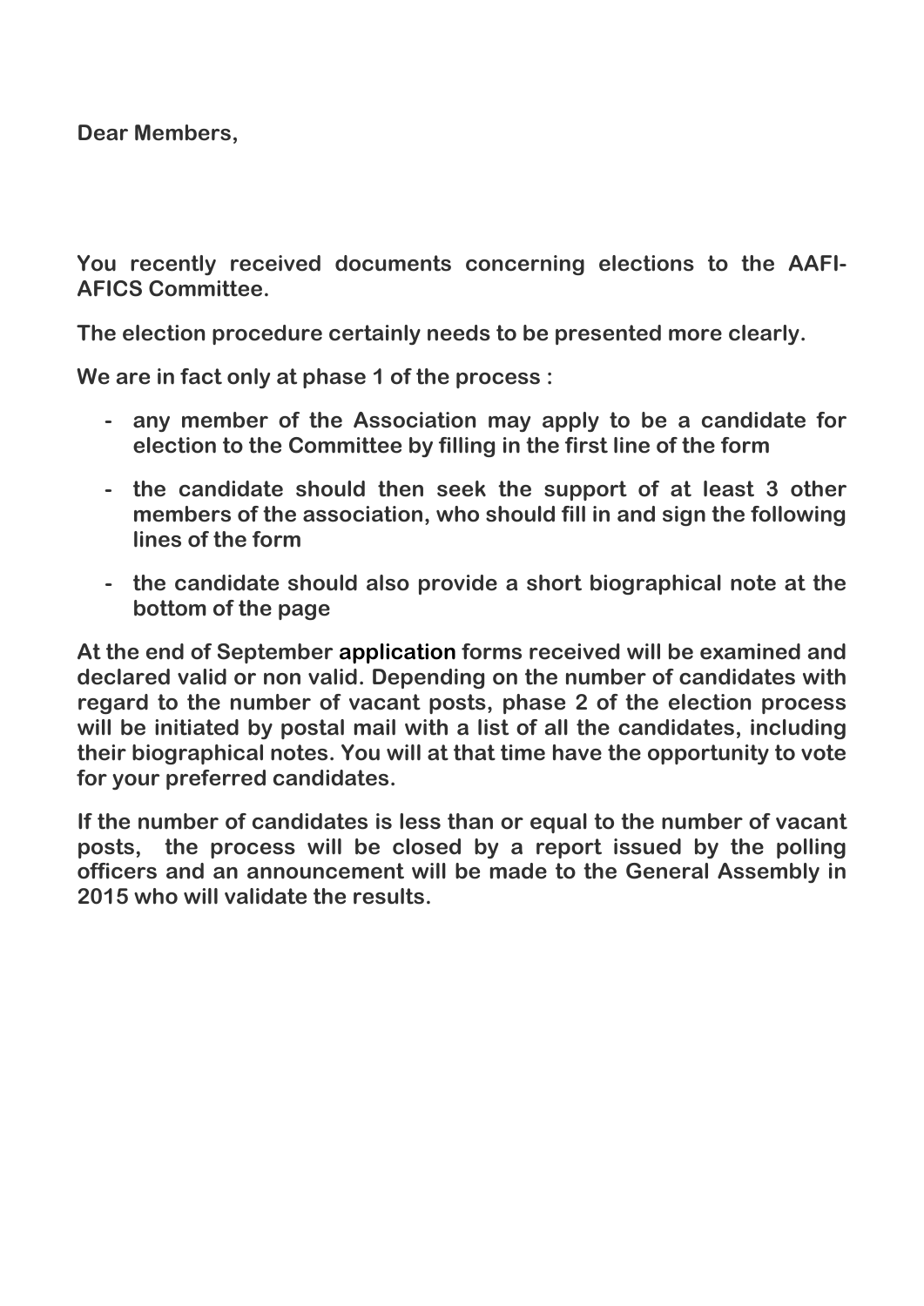**Dear Members,**

**You recently received documents concerning elections to the AAFI-AFICS Committee.**

**The election procedure certainly needs to be presented more clearly.**

**We are in fact only at phase 1 of the process :**

- **any member of the Association may apply to be a candidate for election to the Committee by filling in the first line of the form**
- **the candidate should then seek the support of at least 3 other members of the association, who should fill in and sign the following lines of the form**
- **the candidate should also provide a short biographical note at the bottom of the page**

**At the end of September application forms received will be examined and declared valid or non valid. Depending on the number of candidates with regard to the number of vacant posts, phase 2 of the election process will be initiated by postal mail with a list of all the candidates, including their biographical notes. You will at that time have the opportunity to vote for your preferred candidates.**

**If the number of candidates is less than or equal to the number of vacant posts, the process will be closed by a report issued by the polling officers and an announcement will be made to the General Assembly in 2015 who will validate the results.**